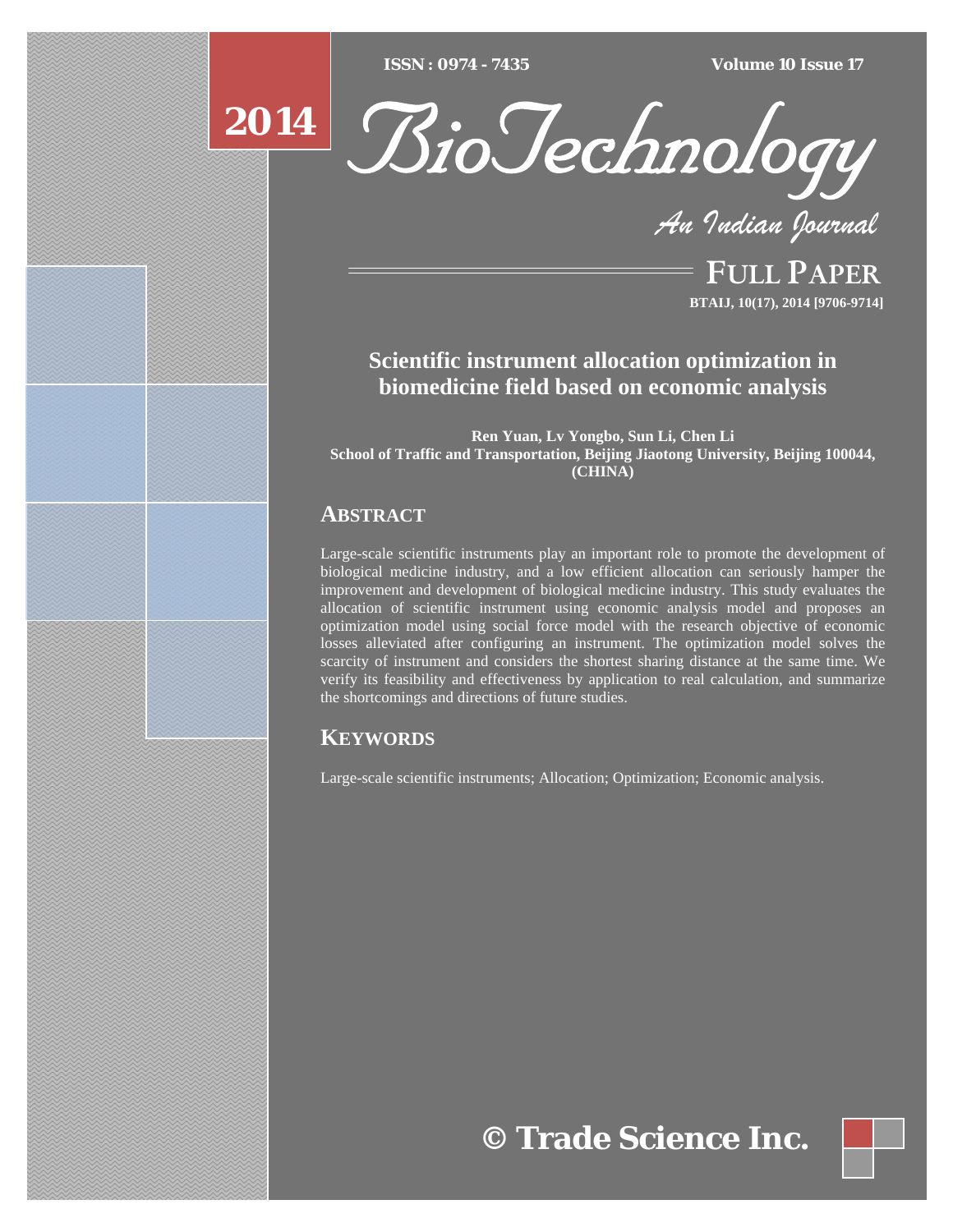# Scientific instrument allocation optimization in biomedicine field based on economic analysis

**Ren Yuan, Lv Yongbo, Sun Li, Chen Li**
**School of Traffic and Transportation, Beijing Jiaotong University, Beijing 100044, (CHINA)**

## ABSTRACT

Large-scale scientific instruments play an important role to promote the development of biological medicine industry, and a low efficient allocation can seriously hamper the improvement and development of biological medicine industry. This study evaluates the allocation of scientific instrument using economic analysis model and proposes an optimization model using social force model with the research objective of economic losses alleviated after configuring an instrument. The optimization model solves the scarcity of instrument and considers the shortest sharing distance at the same time. We verify its feasibility and effectiveness by application to real calculation, and summarize the shortcomings and directions of future studies.

## KEYWORDS

Large-scale scientific instruments; Allocation; Optimization; Economic analysis.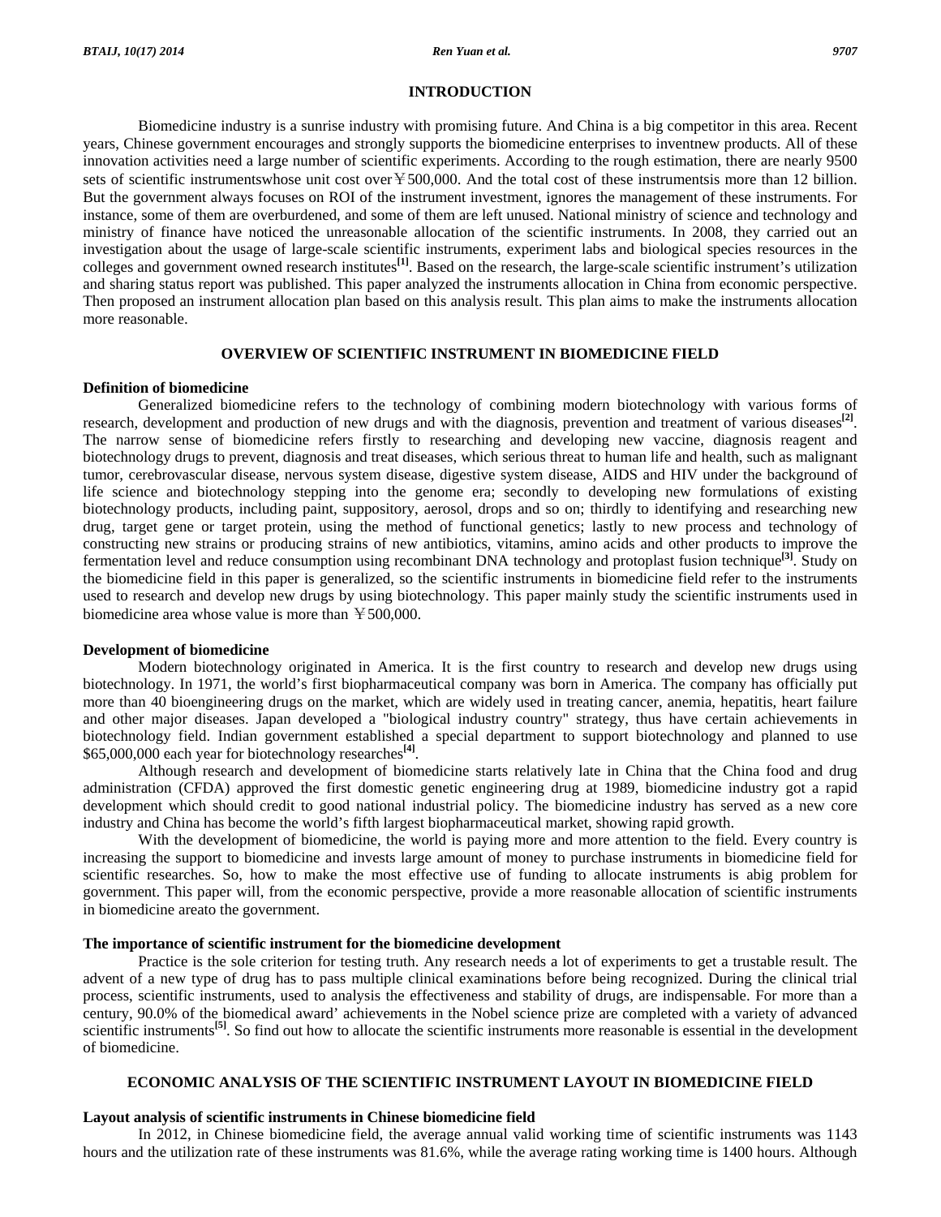## INTRODUCTION

Biomedicine industry is a sunrise industry with promising future. And China is a big competitor in this area. Recent years, Chinese government encourages and strongly supports the biomedicine enterprises to inventnew products. All of these innovation activities need a large number of scientific experiments. According to the rough estimation, there are nearly 9500 sets of scientific instrumentswhose unit cost over￥500,000. And the total cost of these instrumentsis more than 12 billion. But the government always focuses on ROI of the instrument investment, ignores the management of these instruments. For instance, some of them are overburdened, and some of them are left unused. National ministry of science and technology and ministry of finance have noticed the unreasonable allocation of the scientific instruments. In 2008, they carried out an investigation about the usage of large-scale scientific instruments, experiment labs and biological species resources in the colleges and government owned research institutes[1]. Based on the research, the large-scale scientific instrument's utilization and sharing status report was published. This paper analyzed the instruments allocation in China from economic perspective. Then proposed an instrument allocation plan based on this analysis result. This plan aims to make the instruments allocation more reasonable.

## OVERVIEW OF SCIENTIFIC INSTRUMENT IN BIOMEDICINE FIELD

### Definition of biomedicine

Generalized biomedicine refers to the technology of combining modern biotechnology with various forms of research, development and production of new drugs and with the diagnosis, prevention and treatment of various diseases[2]. The narrow sense of biomedicine refers firstly to researching and developing new vaccine, diagnosis reagent and biotechnology drugs to prevent, diagnosis and treat diseases, which serious threat to human life and health, such as malignant tumor, cerebrovascular disease, nervous system disease, digestive system disease, AIDS and HIV under the background of life science and biotechnology stepping into the genome era; secondly to developing new formulations of existing biotechnology products, including paint, suppository, aerosol, drops and so on; thirdly to identifying and researching new drug, target gene or target protein, using the method of functional genetics; lastly to new process and technology of constructing new strains or producing strains of new antibiotics, vitamins, amino acids and other products to improve the fermentation level and reduce consumption using recombinant DNA technology and protoplast fusion technique[3]. Study on the biomedicine field in this paper is generalized, so the scientific instruments in biomedicine field refer to the instruments used to research and develop new drugs by using biotechnology. This paper mainly study the scientific instruments used in biomedicine area whose value is more than ￥500,000.

### Development of biomedicine

Modern biotechnology originated in America. It is the first country to research and develop new drugs using biotechnology. In 1971, the world's first biopharmaceutical company was born in America. The company has officially put more than 40 bioengineering drugs on the market, which are widely used in treating cancer, anemia, hepatitis, heart failure and other major diseases. Japan developed a "biological industry country" strategy, thus have certain achievements in biotechnology field. Indian government established a special department to support biotechnology and planned to use $65,000,000 each year for biotechnology researches[4].

Although research and development of biomedicine starts relatively late in China that the China food and drug administration (CFDA) approved the first domestic genetic engineering drug at 1989, biomedicine industry got a rapid development which should credit to good national industrial policy. The biomedicine industry has served as a new core industry and China has become the world's fifth largest biopharmaceutical market, showing rapid growth.

With the development of biomedicine, the world is paying more and more attention to the field. Every country is increasing the support to biomedicine and invests large amount of money to purchase instruments in biomedicine field for scientific researches. So, how to make the most effective use of funding to allocate instruments is abig problem for government. This paper will, from the economic perspective, provide a more reasonable allocation of scientific instruments in biomedicine areato the government.

### The importance of scientific instrument for the biomedicine development

Practice is the sole criterion for testing truth. Any research needs a lot of experiments to get a trustable result. The advent of a new type of drug has to pass multiple clinical examinations before being recognized. During the clinical trial process, scientific instruments, used to analysis the effectiveness and stability of drugs, are indispensable. For more than a century, 90.0% of the biomedical award' achievements in the Nobel science prize are completed with a variety of advanced scientific instruments[5]. So find out how to allocate the scientific instruments more reasonable is essential in the development of biomedicine.

## ECONOMIC ANALYSIS OF THE SCIENTIFIC INSTRUMENT LAYOUT IN BIOMEDICINE FIELD

### Layout analysis of scientific instruments in Chinese biomedicine field

In 2012, in Chinese biomedicine field, the average annual valid working time of scientific instruments was 1143 hours and the utilization rate of these instruments was 81.6%, while the average rating working time is 1400 hours. Although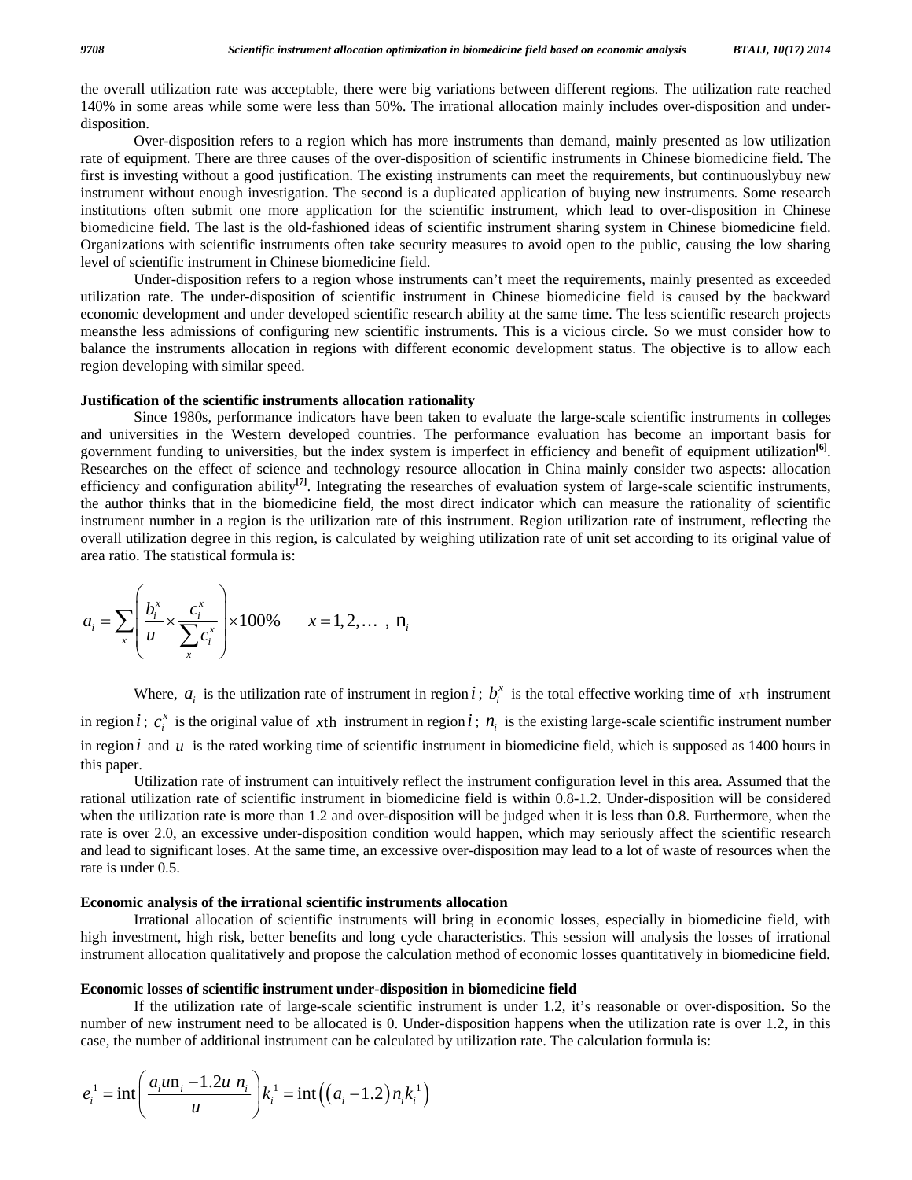the overall utilization rate was acceptable, there were big variations between different regions. The utilization rate reached 140% in some areas while some were less than 50%. The irrational allocation mainly includes over-disposition and under-disposition.

Over-disposition refers to a region which has more instruments than demand, mainly presented as low utilization rate of equipment. There are three causes of the over-disposition of scientific instruments in Chinese biomedicine field. The first is investing without a good justification. The existing instruments can meet the requirements, but continuouslybuy new instrument without enough investigation. The second is a duplicated application of buying new instruments. Some research institutions often submit one more application for the scientific instrument, which lead to over-disposition in Chinese biomedicine field. The last is the old-fashioned ideas of scientific instrument sharing system in Chinese biomedicine field. Organizations with scientific instruments often take security measures to avoid open to the public, causing the low sharing level of scientific instrument in Chinese biomedicine field.

Under-disposition refers to a region whose instruments can't meet the requirements, mainly presented as exceeded utilization rate. The under-disposition of scientific instrument in Chinese biomedicine field is caused by the backward economic development and under developed scientific research ability at the same time. The less scientific research projects meansthe less admissions of configuring new scientific instruments. This is a vicious circle. So we must consider how to balance the instruments allocation in regions with different economic development status. The objective is to allow each region developing with similar speed.

**Justification of the scientific instruments allocation rationality**

Since 1980s, performance indicators have been taken to evaluate the large-scale scientific instruments in colleges and universities in the Western developed countries. The performance evaluation has become an important basis for government funding to universities, but the index system is imperfect in efficiency and benefit of equipment utilization[6]. Researches on the effect of science and technology resource allocation in China mainly consider two aspects: allocation efficiency and configuration ability[7]. Integrating the researches of evaluation system of large-scale scientific instruments, the author thinks that in the biomedicine field, the most direct indicator which can measure the rationality of scientific instrument number in a region is the utilization rate of this instrument. Region utilization rate of instrument, reflecting the overall utilization degree in this region, is calculated by weighing utilization rate of unit set according to its original value of area ratio. The statistical formula is:

$$a_i = \sum_x \left( \frac{b_i^x}{u} \times \frac{c_i^x}{\sum_x c_i^x} \right) \times 100\% \qquad x = 1, 2, \ldots, n_i$$

Where, $a_i$ is the utilization rate of instrument in region $i$; $b_i^x$ is the total effective working time of $x$th instrument in region $i$; $c_i^x$ is the original value of $x$th instrument in region $i$; $n_i$ is the existing large-scale scientific instrument number in region $i$ and $u$ is the rated working time of scientific instrument in biomedicine field, which is supposed as 1400 hours in this paper.

Utilization rate of instrument can intuitively reflect the instrument configuration level in this area. Assumed that the rational utilization rate of scientific instrument in biomedicine field is within 0.8-1.2. Under-disposition will be considered when the utilization rate is more than 1.2 and over-disposition will be judged when it is less than 0.8. Furthermore, when the rate is over 2.0, an excessive under-disposition condition would happen, which may seriously affect the scientific research and lead to significant loses. At the same time, an excessive over-disposition may lead to a lot of waste of resources when the rate is under 0.5.

**Economic analysis of the irrational scientific instruments allocation**

Irrational allocation of scientific instruments will bring in economic losses, especially in biomedicine field, with high investment, high risk, better benefits and long cycle characteristics. This session will analysis the losses of irrational instrument allocation qualitatively and propose the calculation method of economic losses quantitatively in biomedicine field.

**Economic losses of scientific instrument under-disposition in biomedicine field**

If the utilization rate of large-scale scientific instrument is under 1.2, it's reasonable or over-disposition. So the number of new instrument need to be allocated is 0. Under-disposition happens when the utilization rate is over 1.2, in this case, the number of additional instrument can be calculated by utilization rate. The calculation formula is:

$$e_i^1 = \text{int}\left( \frac{a_i u n_i - 1.2u\ n_i}{u} \right) k_i^1 = \text{int}\left( \left( a_i - 1.2 \right) n_i k_i^1 \right)$$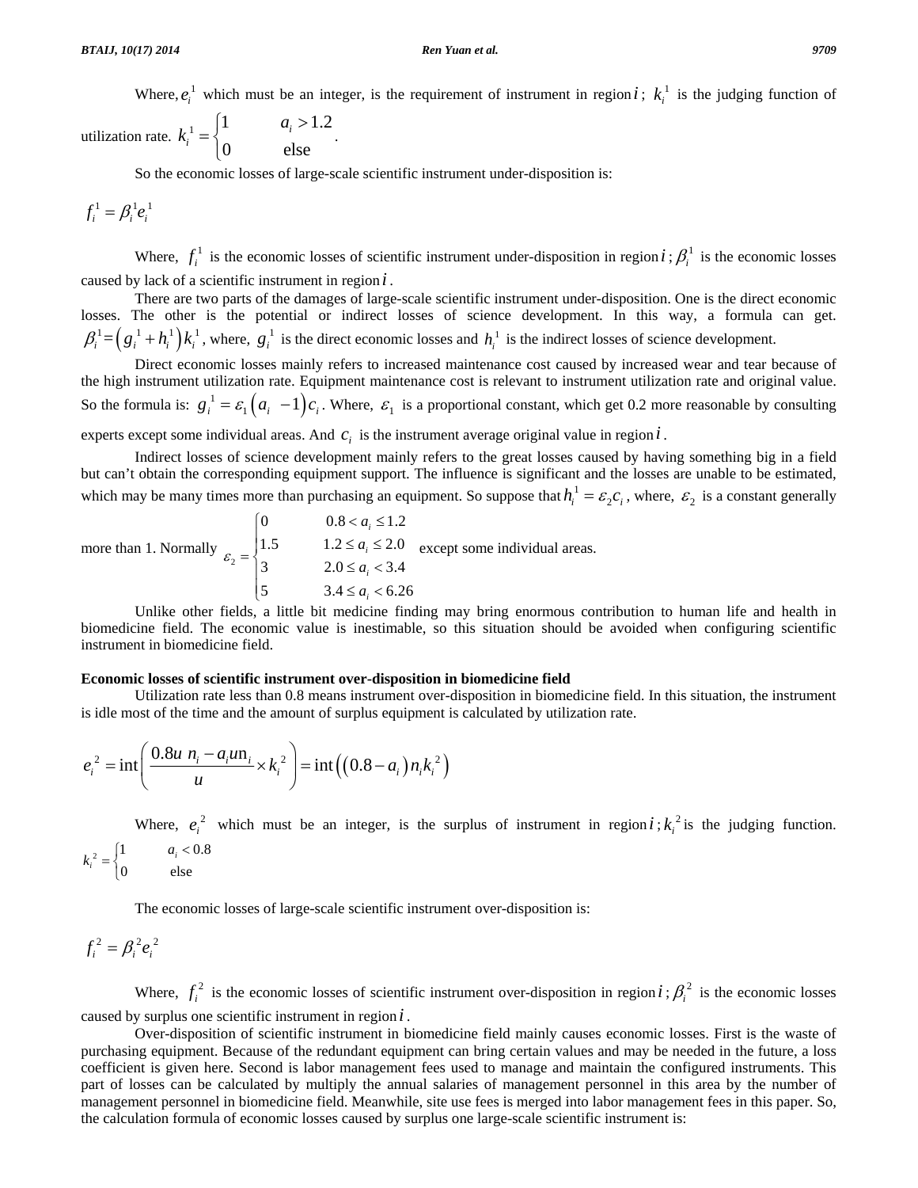Where, $e_i^1$ which must be an integer, is the requirement of instrument in region $i$ ; $k_i^1$ is the judging function of utilization rate. $k_i^1 = \begin{cases} 1 & a_i > 1.2 \\ 0 & \text{else} \end{cases}$.

So the economic losses of large-scale scientific instrument under-disposition is:

$$f_i^1 = \beta_i^1 e_i^1$$

Where, $f_i^1$ is the economic losses of scientific instrument under-disposition in region $i$ ; $\beta_i^1$ is the economic losses caused by lack of a scientific instrument in region $i$ .

There are two parts of the damages of large-scale scientific instrument under-disposition. One is the direct economic losses. The other is the potential or indirect losses of science development. In this way, a formula can get. $\beta_i^1 = \left(g_i^1 + h_i^1\right) k_i^1$, where, $g_i^1$ is the direct economic losses and $h_i^1$ is the indirect losses of science development.

Direct economic losses mainly refers to increased maintenance cost caused by increased wear and tear because of the high instrument utilization rate. Equipment maintenance cost is relevant to instrument utilization rate and original value. So the formula is: $g_i^1 = \varepsilon_1 \left(a_i - 1\right) c_i$. Where, $\varepsilon_1$ is a proportional constant, which get 0.2 more reasonable by consulting experts except some individual areas. And $c_i$ is the instrument average original value in region $i$ .

Indirect losses of science development mainly refers to the great losses caused by having something big in a field but can't obtain the corresponding equipment support. The influence is significant and the losses are unable to be estimated, which may be many times more than purchasing an equipment. So suppose that $h_i^1 = \varepsilon_2 c_i$ , where, $\varepsilon_2$ is a constant generally more than 1. Normally $\varepsilon_2 = \begin{cases} 0 & 0.8 < a_i \le 1.2 \\ 1.5 & 1.2 \le a_i \le 2.0 \\ 3 & 2.0 \le a_i < 3.4 \\ 5 & 3.4 \le a_i < 6.26 \end{cases}$ except some individual areas.

Unlike other fields, a little bit medicine finding may bring enormous contribution to human life and health in biomedicine field. The economic value is inestimable, so this situation should be avoided when configuring scientific instrument in biomedicine field.

**Economic losses of scientific instrument over-disposition in biomedicine field**

Utilization rate less than 0.8 means instrument over-disposition in biomedicine field. In this situation, the instrument is idle most of the time and the amount of surplus equipment is calculated by utilization rate.

$$e_i^2 = \text{int}\left(\frac{0.8u\ n_i - a_i u n_i}{u} \times k_i^2\right) = \text{int}\left(\left(0.8 - a_i\right) n_i k_i^2\right)$$

Where, $e_i^2$ which must be an integer, is the surplus of instrument in region $i$ ; $k_i^2$ is the judging function. $k_i^2 = \begin{cases} 1 & a_i < 0.8 \\ 0 & \text{else} \end{cases}$

The economic losses of large-scale scientific instrument over-disposition is:

$$f_i^2 = \beta_i^2 e_i^2$$

Where, $f_i^2$ is the economic losses of scientific instrument over-disposition in region $i$ ; $\beta_i^2$ is the economic losses caused by surplus one scientific instrument in region $i$ .

Over-disposition of scientific instrument in biomedicine field mainly causes economic losses. First is the waste of purchasing equipment. Because of the redundant equipment can bring certain values and may be needed in the future, a loss coefficient is given here. Second is labor management fees used to manage and maintain the configured instruments. This part of losses can be calculated by multiply the annual salaries of management personnel in this area by the number of management personnel in biomedicine field. Meanwhile, site use fees is merged into labor management fees in this paper. So, the calculation formula of economic losses caused by surplus one large-scale scientific instrument is: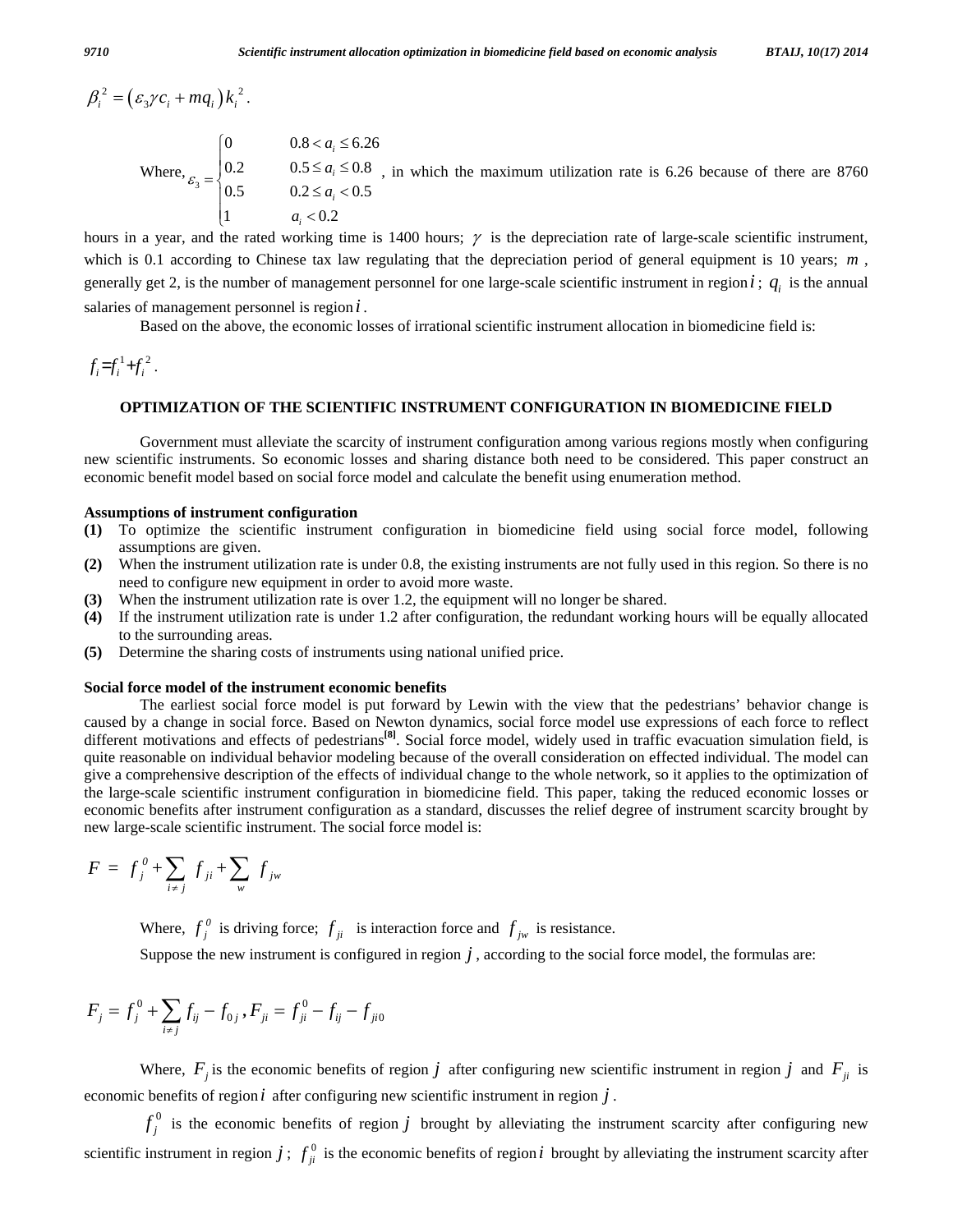$$\beta_i^2 = \left(\varepsilon_3 \gamma c_i + m q_i\right) k_i^2 .$$

Where, $\varepsilon_3 = \begin{cases} 0 & 0.8 < a_i \le 6.26 \\ 0.2 & 0.5 \le a_i \le 0.8 \\ 0.5 & 0.2 \le a_i < 0.5 \\ 1 & a_i < 0.2 \end{cases}$ , in which the maximum utilization rate is 6.26 because of there are 8760 hours in a year, and the rated working time is 1400 hours; $\gamma$ is the depreciation rate of large-scale scientific instrument, which is 0.1 according to Chinese tax law regulating that the depreciation period of general equipment is 10 years; $m$, generally get 2, is the number of management personnel for one large-scale scientific instrument in region $i$; $q_i$ is the annual salaries of management personnel is region $i$.

Based on the above, the economic losses of irrational scientific instrument allocation in biomedicine field is:

$$f_i = f_i^1 + f_i^2 .$$

## OPTIMIZATION OF THE SCIENTIFIC INSTRUMENT CONFIGURATION IN BIOMEDICINE FIELD

Government must alleviate the scarcity of instrument configuration among various regions mostly when configuring new scientific instruments. So economic losses and sharing distance both need to be considered. This paper construct an economic benefit model based on social force model and calculate the benefit using enumeration method.

### Assumptions of instrument configuration

**(1)** To optimize the scientific instrument configuration in biomedicine field using social force model, following assumptions are given.

**(2)** When the instrument utilization rate is under 0.8, the existing instruments are not fully used in this region. So there is no need to configure new equipment in order to avoid more waste.

**(3)** When the instrument utilization rate is over 1.2, the equipment will no longer be shared.

**(4)** If the instrument utilization rate is under 1.2 after configuration, the redundant working hours will be equally allocated to the surrounding areas.

**(5)** Determine the sharing costs of instruments using national unified price.

### Social force model of the instrument economic benefits

The earliest social force model is put forward by Lewin with the view that the pedestrians' behavior change is caused by a change in social force. Based on Newton dynamics, social force model use expressions of each force to reflect different motivations and effects of pedestrians[8]. Social force model, widely used in traffic evacuation simulation field, is quite reasonable on individual behavior modeling because of the overall consideration on effected individual. The model can give a comprehensive description of the effects of individual change to the whole network, so it applies to the optimization of the large-scale scientific instrument configuration in biomedicine field. This paper, taking the reduced economic losses or economic benefits after instrument configuration as a standard, discusses the relief degree of instrument scarcity brought by new large-scale scientific instrument. The social force model is:

$$F = f_j^0 + \sum_{i \ne j} f_{ji} + \sum_{w} f_{jw}$$

Where, $f_j^0$ is driving force; $f_{ji}$ is interaction force and $f_{jw}$ is resistance.

Suppose the new instrument is configured in region $j$, according to the social force model, the formulas are:

$$F_j = f_j^0 + \sum_{i \ne j} f_{ij} - f_{0j} , F_{ji} = f_{ji}^0 - f_{ij} - f_{ji0}$$

Where, $F_j$ is the economic benefits of region $j$ after configuring new scientific instrument in region $j$ and $F_{ji}$ is economic benefits of region $i$ after configuring new scientific instrument in region $j$.

$f_j^0$ is the economic benefits of region $j$ brought by alleviating the instrument scarcity after configuring new scientific instrument in region $j$; $f_{ji}^0$ is the economic benefits of region $i$ brought by alleviating the instrument scarcity after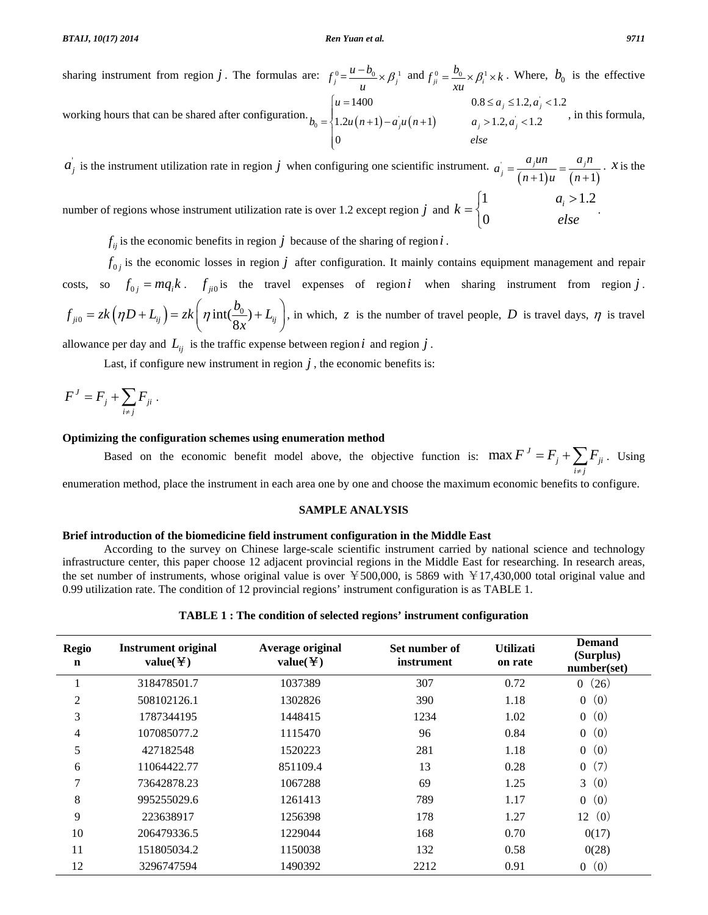sharing instrument from region $j$. The formulas are: $f_j^0 = \frac{u - b_0}{u} \times \beta_j^1$ and $f_{ji}^0 = \frac{b_0}{xu} \times \beta_i^1 \times k$. Where, $b_0$ is the effective working hours that can be shared after configuration. $b_0 = \begin{cases} u = 1400 & 0.8 \le a_j \le 1.2, a_j^{'} < 1.2 \\ 1.2u(n+1) - a_j^{'} u(n+1) & a_j > 1.2, a_j^{'} < 1.2 \\ 0 & else \end{cases}$, in this formula, $a_j^{'}$ is the instrument utilization rate in region $j$ when configuring one scientific instrument. $a_j^{'} = \frac{a_j un}{(n+1)u} = \frac{a_j n}{(n+1)}$. $x$ is the number of regions whose instrument utilization rate is over 1.2 except region $j$ and $k = \begin{cases} 1 & a_i > 1.2 \\ 0 & else \end{cases}$.

$f_{ij}$ is the economic benefits in region $j$ because of the sharing of region $i$.

$f_{0j}$ is the economic losses in region $j$ after configuration. It mainly contains equipment management and repair costs, so $f_{0j} = mq_i k$. $f_{ji0}$ is the travel expenses of region $i$ when sharing instrument from region $j$. $f_{ji0} = zk(\eta D + L_{ij}) = zk\left(\eta \operatorname{int}(\frac{b_0}{8x}) + L_{ij}\right)$, in which, $z$ is the number of travel people, $D$ is travel days, $\eta$ is travel allowance per day and $L_{ij}$ is the traffic expense between region $i$ and region $j$.

Last, if configure new instrument in region $j$, the economic benefits is:

$$F^J = F_j + \sum_{i \neq j} F_{ji}.$$

**Optimizing the configuration schemes using enumeration method**

Based on the economic benefit model above, the objective function is: $\max F^J = F_j + \sum_{i \neq j} F_{ji}$. Using enumeration method, place the instrument in each area one by one and choose the maximum economic benefits to configure.

## SAMPLE ANALYSIS

**Brief introduction of the biomedicine field instrument configuration in the Middle East**

According to the survey on Chinese large-scale scientific instrument carried by national science and technology infrastructure center, this paper choose 12 adjacent provincial regions in the Middle East for researching. In research areas, the set number of instruments, whose original value is over ￥500,000, is 5869 with ￥17,430,000 total original value and 0.99 utilization rate. The condition of 12 provincial regions' instrument configuration is as TABLE 1.

**TABLE 1 : The condition of selected regions' instrument configuration**

| Region | Instrument original value(￥) | Average original value(￥) | Set number of instrument | Utilization rate | Demand (Surplus) number(set) |
|---|---|---|---|---|---|
| 1 | 318478501.7 | 1037389 | 307 | 0.72 | 0（26） |
| 2 | 508102126.1 | 1302826 | 390 | 1.18 | 0（0） |
| 3 | 1787344195 | 1448415 | 1234 | 1.02 | 0（0） |
| 4 | 107085077.2 | 1115470 | 96 | 0.84 | 0（0） |
| 5 | 427182548 | 1520223 | 281 | 1.18 | 0（0） |
| 6 | 11064422.77 | 851109.4 | 13 | 0.28 | 0（7） |
| 7 | 73642878.23 | 1067288 | 69 | 1.25 | 3（0） |
| 8 | 995255029.6 | 1261413 | 789 | 1.17 | 0（0） |
| 9 | 223638917 | 1256398 | 178 | 1.27 | 12（0） |
| 10 | 206479336.5 | 1229044 | 168 | 0.70 | 0(17) |
| 11 | 151805034.2 | 1150038 | 132 | 0.58 | 0(28) |
| 12 | 3296747594 | 1490392 | 2212 | 0.91 | 0（0） |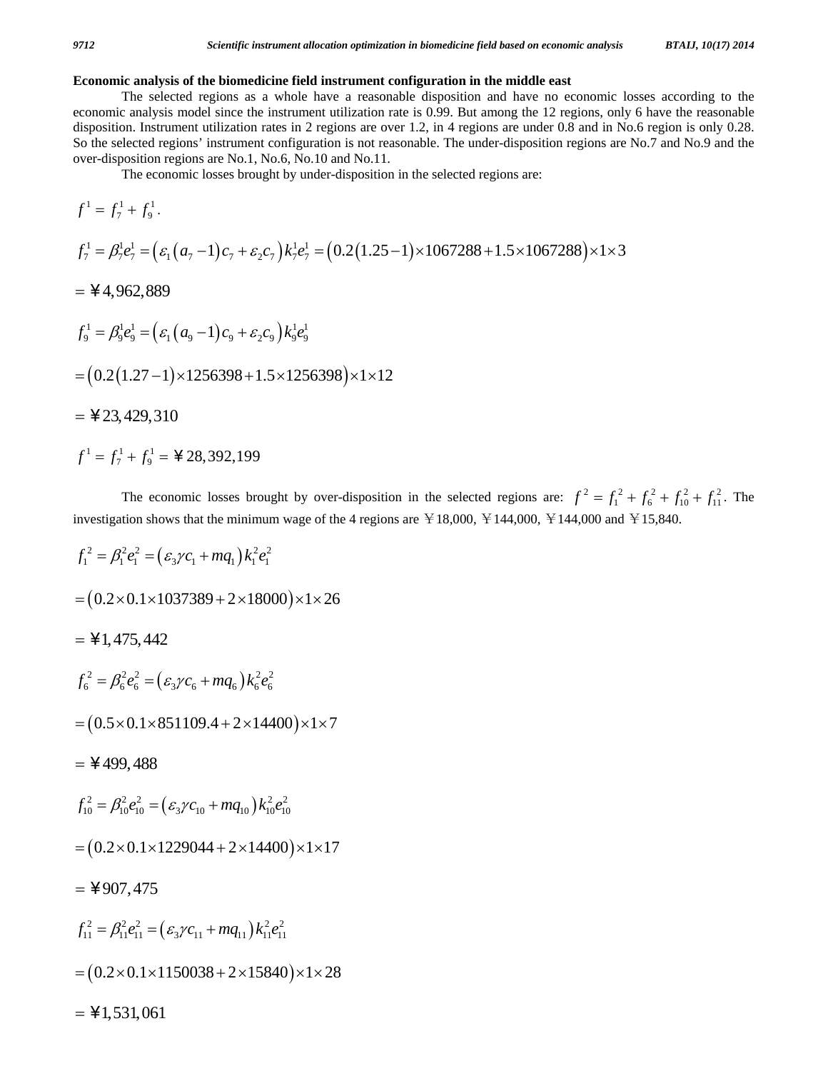**Economic analysis of the biomedicine field instrument configuration in the middle east**

The selected regions as a whole have a reasonable disposition and have no economic losses according to the economic analysis model since the instrument utilization rate is 0.99. But among the 12 regions, only 6 have the reasonable disposition. Instrument utilization rates in 2 regions are over 1.2, in 4 regions are under 0.8 and in No.6 region is only 0.28. So the selected regions' instrument configuration is not reasonable. The under-disposition regions are No.7 and No.9 and the over-disposition regions are No.1, No.6, No.10 and No.11.

The economic losses brought by under-disposition in the selected regions are:

$$f^1 = f_7^1 + f_9^1.$$

$$f_7^1 = \beta_7^1 e_7^1 = \left(\varepsilon_1\left(a_7 - 1\right)c_7 + \varepsilon_2 c_7\right)k_7^1 e_7^1 = \left(0.2\left(1.25-1\right)\times 1067288 + 1.5\times 1067288\right)\times 1\times 3$$

$$= ¥4,962,889$$

$$f_9^1 = \beta_9^1 e_9^1 = \left(\varepsilon_1\left(a_9 - 1\right)c_9 + \varepsilon_2 c_9\right)k_9^1 e_9^1$$

$$= \left(0.2\left(1.27-1\right)\times 1256398 + 1.5\times 1256398\right)\times 1\times 12$$

$$= ¥23,429,310$$

$$f^1 = f_7^1 + f_9^1 = ¥28,392,199$$

The economic losses brought by over-disposition in the selected regions are: $f^2 = f_1^2 + f_6^2 + f_{10}^2 + f_{11}^2$. The investigation shows that the minimum wage of the 4 regions are ￥18,000, ￥144,000, ￥144,000 and ￥15,840.

$$f_1^2 = \beta_1^2 e_1^2 = \left(\varepsilon_3 \gamma c_1 + m q_1\right)k_1^2 e_1^2$$

$$= \left(0.2\times 0.1\times 1037389 + 2\times 18000\right)\times 1\times 26$$

$$= ¥1,475,442$$

$$f_6^2 = \beta_6^2 e_6^2 = \left(\varepsilon_3 \gamma c_6 + m q_6\right)k_6^2 e_6^2$$

$$= \left(0.5\times 0.1\times 851109.4 + 2\times 14400\right)\times 1\times 7$$

$$= ¥499,488$$

$$f_{10}^2 = \beta_{10}^2 e_{10}^2 = \left(\varepsilon_3 \gamma c_{10} + m q_{10}\right)k_{10}^2 e_{10}^2$$

$$= \left(0.2\times 0.1\times 1229044 + 2\times 14400\right)\times 1\times 17$$

$$= ¥907,475$$

$$f_{11}^2 = \beta_{11}^2 e_{11}^2 = \left(\varepsilon_3 \gamma c_{11} + m q_{11}\right)k_{11}^2 e_{11}^2$$

$$= \left(0.2\times 0.1\times 1150038 + 2\times 15840\right)\times 1\times 28$$

$$= ¥1,531,061$$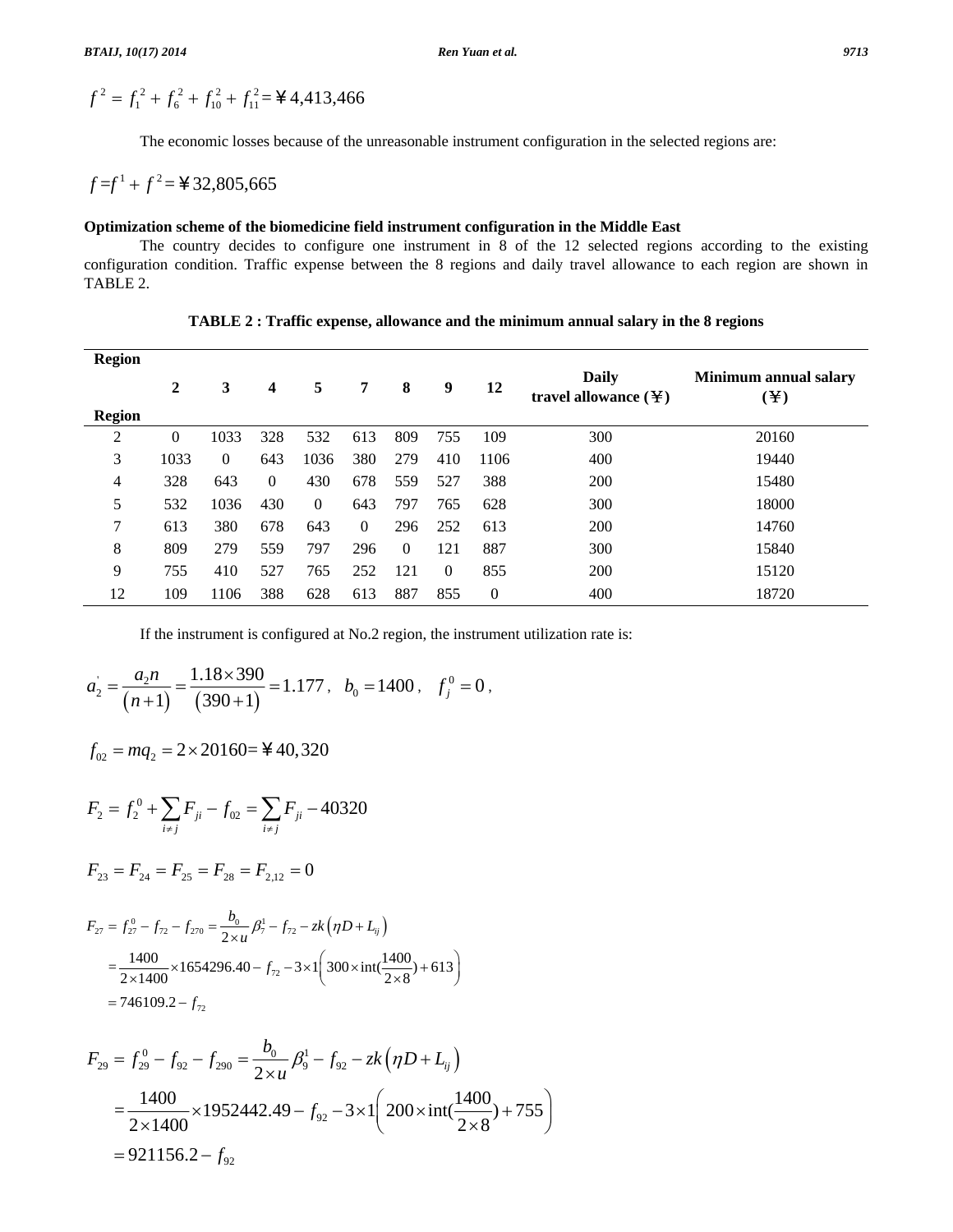$$f^2 = f_1^2 + f_6^2 + f_{10}^2 + f_{11}^2 = ¥4{,}413{,}466$$

The economic losses because of the unreasonable instrument configuration in the selected regions are:

$$f = f^1 + f^2 = ¥32{,}805{,}665$$

**Optimization scheme of the biomedicine field instrument configuration in the Middle East**

The country decides to configure one instrument in 8 of the 12 selected regions according to the existing configuration condition. Traffic expense between the 8 regions and daily travel allowance to each region are shown in TABLE 2.

**TABLE 2 : Traffic expense, allowance and the minimum annual salary in the 8 regions**

| Region \ Region | 2 | 3 | 4 | 5 | 7 | 8 | 9 | 12 | Daily travel allowance (¥) | Minimum annual salary (¥) |
|---|---|---|---|---|---|---|---|---|---|---|
| 2 | 0 | 1033 | 328 | 532 | 613 | 809 | 755 | 109 | 300 | 20160 |
| 3 | 1033 | 0 | 643 | 1036 | 380 | 279 | 410 | 1106 | 400 | 19440 |
| 4 | 328 | 643 | 0 | 430 | 678 | 559 | 527 | 388 | 200 | 15480 |
| 5 | 532 | 1036 | 430 | 0 | 643 | 797 | 765 | 628 | 300 | 18000 |
| 7 | 613 | 380 | 678 | 643 | 0 | 296 | 252 | 613 | 200 | 14760 |
| 8 | 809 | 279 | 559 | 797 | 296 | 0 | 121 | 887 | 300 | 15840 |
| 9 | 755 | 410 | 527 | 765 | 252 | 121 | 0 | 855 | 200 | 15120 |
| 12 | 109 | 1106 | 388 | 628 | 613 | 887 | 855 | 0 | 400 | 18720 |

If the instrument is configured at No.2 region, the instrument utilization rate is:

$$a_2' = \frac{a_2 n}{(n+1)} = \frac{1.18 \times 390}{(390+1)} = 1.177, \quad b_0 = 1400, \quad f_j^0 = 0,$$

$$f_{02} = mq_2 = 2 \times 20160 = ¥40{,}320$$

$$F_2 = f_2^0 + \sum_{i \neq j} F_{ji} - f_{02} = \sum_{i \neq j} F_{ji} - 40320$$

$$F_{23} = F_{24} = F_{25} = F_{28} = F_{2,12} = 0$$

$$\begin{aligned} F_{27} &= f_{27}^0 - f_{72} - f_{270} = \frac{b_0}{2 \times u}\beta_7^1 - f_{72} - zk\left(\eta D + L_{ij}\right) \\ &= \frac{1400}{2 \times 1400} \times 1654296.40 - f_{72} - 3 \times 1\left(300 \times \text{int}\left(\frac{1400}{2 \times 8}\right) + 613\right) \\ &= 746109.2 - f_{72} \end{aligned}$$

$$\begin{aligned} F_{29} &= f_{29}^0 - f_{92} - f_{290} = \frac{b_0}{2 \times u}\beta_9^1 - f_{92} - zk\left(\eta D + L_{ij}\right) \\ &= \frac{1400}{2 \times 1400} \times 1952442.49 - f_{92} - 3 \times 1\left(200 \times \text{int}\left(\frac{1400}{2 \times 8}\right) + 755\right) \\ &= 921156.2 - f_{92} \end{aligned}$$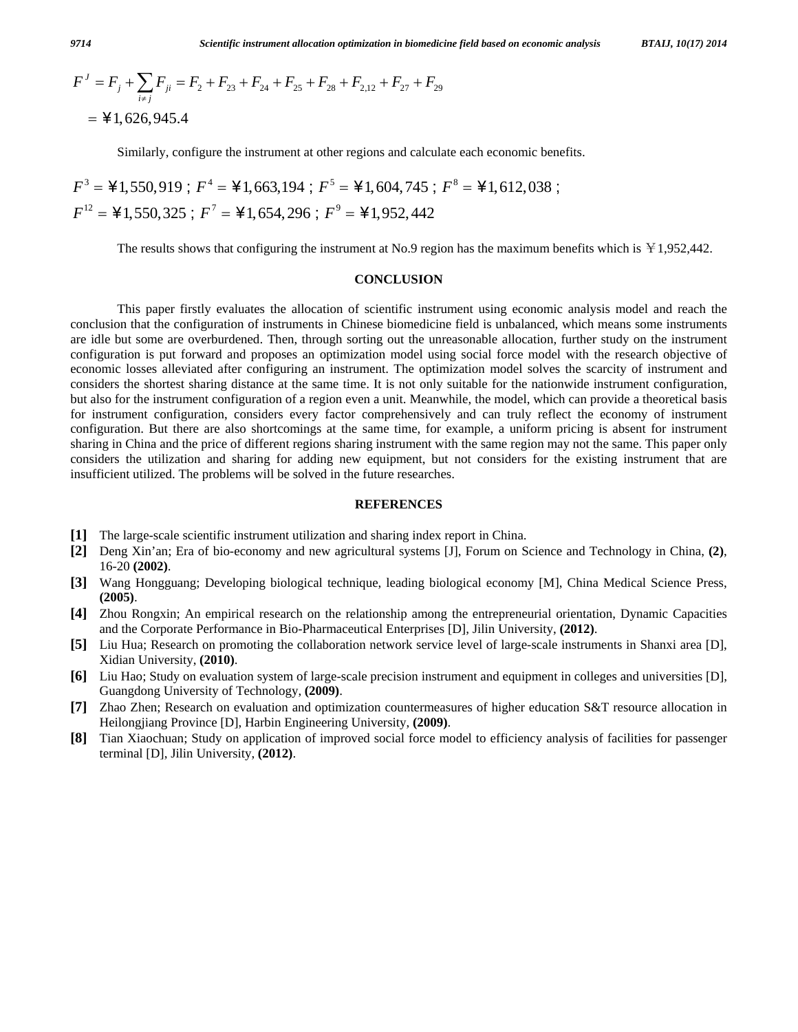$$F^J = F_j + \sum_{i \neq j} F_{ji} = F_2 + F_{23} + F_{24} + F_{25} + F_{28} + F_{2,12} + F_{27} + F_{29}$$
$$= ¥1,626,945.4$$

Similarly, configure the instrument at other regions and calculate each economic benefits.

$$F^3 = ¥1,550,919\ ;\ F^4 = ¥1,663,194\ ;\ F^5 = ¥1,604,745\ ;\ F^8 = ¥1,612,038\ ;$$
$$F^{12} = ¥1,550,325\ ;\ F^7 = ¥1,654,296\ ;\ F^9 = ¥1,952,442$$

The results shows that configuring the instrument at No.9 region has the maximum benefits which is ￥1,952,442.

## CONCLUSION

This paper firstly evaluates the allocation of scientific instrument using economic analysis model and reach the conclusion that the configuration of instruments in Chinese biomedicine field is unbalanced, which means some instruments are idle but some are overburdened. Then, through sorting out the unreasonable allocation, further study on the instrument configuration is put forward and proposes an optimization model using social force model with the research objective of economic losses alleviated after configuring an instrument. The optimization model solves the scarcity of instrument and considers the shortest sharing distance at the same time. It is not only suitable for the nationwide instrument configuration, but also for the instrument configuration of a region even a unit. Meanwhile, the model, which can provide a theoretical basis for instrument configuration, considers every factor comprehensively and can truly reflect the economy of instrument configuration. But there are also shortcomings at the same time, for example, a uniform pricing is absent for instrument sharing in China and the price of different regions sharing instrument with the same region may not the same. This paper only considers the utilization and sharing for adding new equipment, but not considers for the existing instrument that are insufficient utilized. The problems will be solved in the future researches.

## REFERENCES

**[1]** The large-scale scientific instrument utilization and sharing index report in China.

**[2]** Deng Xin'an; Era of bio-economy and new agricultural systems [J], Forum on Science and Technology in China, **(2)**, 16-20 **(2002)**.

**[3]** Wang Hongguang; Developing biological technique, leading biological economy [M], China Medical Science Press, **(2005)**.

**[4]** Zhou Rongxin; An empirical research on the relationship among the entrepreneurial orientation, Dynamic Capacities and the Corporate Performance in Bio-Pharmaceutical Enterprises [D], Jilin University, **(2012)**.

**[5]** Liu Hua; Research on promoting the collaboration network service level of large-scale instruments in Shanxi area [D], Xidian University, **(2010)**.

**[6]** Liu Hao; Study on evaluation system of large-scale precision instrument and equipment in colleges and universities [D], Guangdong University of Technology, **(2009)**.

**[7]** Zhao Zhen; Research on evaluation and optimization countermeasures of higher education S&T resource allocation in Heilongjiang Province [D], Harbin Engineering University, **(2009)**.

**[8]** Tian Xiaochuan; Study on application of improved social force model to efficiency analysis of facilities for passenger terminal [D], Jilin University, **(2012)**.